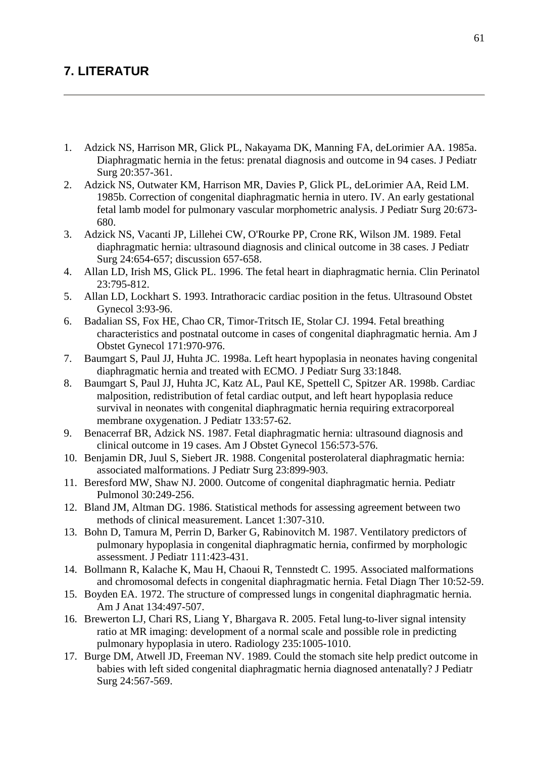# 7. LITERATUR

1. Adzick NS, Harrison MR, Glick PL, Nakayama DK, Manning FA, deLorimier AA. 1985a. Diaphragmatic hernia in the fetus: prenatal diagnosis and outcome in 94 cases. J Pediatr Surg 20:357-361.
2. Adzick NS, Outwater KM, Harrison MR, Davies P, Glick PL, deLorimier AA, Reid LM. 1985b. Correction of congenital diaphragmatic hernia in utero. IV. An early gestational fetal lamb model for pulmonary vascular morphometric analysis. J Pediatr Surg 20:673-680.
3. Adzick NS, Vacanti JP, Lillehei CW, O'Rourke PP, Crone RK, Wilson JM. 1989. Fetal diaphragmatic hernia: ultrasound diagnosis and clinical outcome in 38 cases. J Pediatr Surg 24:654-657; discussion 657-658.
4. Allan LD, Irish MS, Glick PL. 1996. The fetal heart in diaphragmatic hernia. Clin Perinatol 23:795-812.
5. Allan LD, Lockhart S. 1993. Intrathoracic cardiac position in the fetus. Ultrasound Obstet Gynecol 3:93-96.
6. Badalian SS, Fox HE, Chao CR, Timor-Tritsch IE, Stolar CJ. 1994. Fetal breathing characteristics and postnatal outcome in cases of congenital diaphragmatic hernia. Am J Obstet Gynecol 171:970-976.
7. Baumgart S, Paul JJ, Huhta JC. 1998a. Left heart hypoplasia in neonates having congenital diaphragmatic hernia and treated with ECMO. J Pediatr Surg 33:1848.
8. Baumgart S, Paul JJ, Huhta JC, Katz AL, Paul KE, Spettell C, Spitzer AR. 1998b. Cardiac malposition, redistribution of fetal cardiac output, and left heart hypoplasia reduce survival in neonates with congenital diaphragmatic hernia requiring extracorporeal membrane oxygenation. J Pediatr 133:57-62.
9. Benacerraf BR, Adzick NS. 1987. Fetal diaphragmatic hernia: ultrasound diagnosis and clinical outcome in 19 cases. Am J Obstet Gynecol 156:573-576.
10. Benjamin DR, Juul S, Siebert JR. 1988. Congenital posterolateral diaphragmatic hernia: associated malformations. J Pediatr Surg 23:899-903.
11. Beresford MW, Shaw NJ. 2000. Outcome of congenital diaphragmatic hernia. Pediatr Pulmonol 30:249-256.
12. Bland JM, Altman DG. 1986. Statistical methods for assessing agreement between two methods of clinical measurement. Lancet 1:307-310.
13. Bohn D, Tamura M, Perrin D, Barker G, Rabinovitch M. 1987. Ventilatory predictors of pulmonary hypoplasia in congenital diaphragmatic hernia, confirmed by morphologic assessment. J Pediatr 111:423-431.
14. Bollmann R, Kalache K, Mau H, Chaoui R, Tennstedt C. 1995. Associated malformations and chromosomal defects in congenital diaphragmatic hernia. Fetal Diagn Ther 10:52-59.
15. Boyden EA. 1972. The structure of compressed lungs in congenital diaphragmatic hernia. Am J Anat 134:497-507.
16. Brewerton LJ, Chari RS, Liang Y, Bhargava R. 2005. Fetal lung-to-liver signal intensity ratio at MR imaging: development of a normal scale and possible role in predicting pulmonary hypoplasia in utero. Radiology 235:1005-1010.
17. Burge DM, Atwell JD, Freeman NV. 1989. Could the stomach site help predict outcome in babies with left sided congenital diaphragmatic hernia diagnosed antenatally? J Pediatr Surg 24:567-569.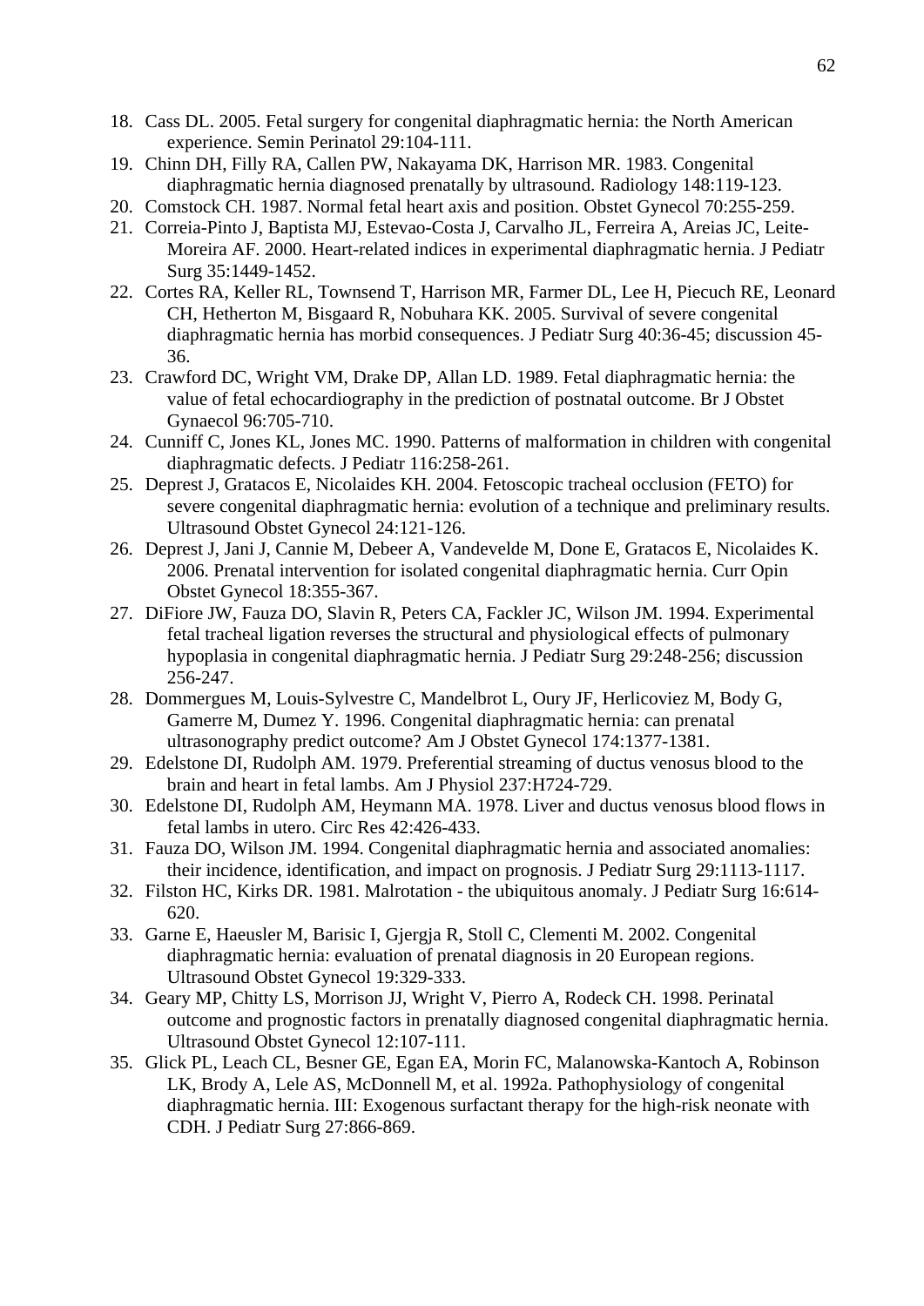18. Cass DL. 2005. Fetal surgery for congenital diaphragmatic hernia: the North American experience. Semin Perinatol 29:104-111.
19. Chinn DH, Filly RA, Callen PW, Nakayama DK, Harrison MR. 1983. Congenital diaphragmatic hernia diagnosed prenatally by ultrasound. Radiology 148:119-123.
20. Comstock CH. 1987. Normal fetal heart axis and position. Obstet Gynecol 70:255-259.
21. Correia-Pinto J, Baptista MJ, Estevao-Costa J, Carvalho JL, Ferreira A, Areias JC, Leite-Moreira AF. 2000. Heart-related indices in experimental diaphragmatic hernia. J Pediatr Surg 35:1449-1452.
22. Cortes RA, Keller RL, Townsend T, Harrison MR, Farmer DL, Lee H, Piecuch RE, Leonard CH, Hetherton M, Bisgaard R, Nobuhara KK. 2005. Survival of severe congenital diaphragmatic hernia has morbid consequences. J Pediatr Surg 40:36-45; discussion 45-36.
23. Crawford DC, Wright VM, Drake DP, Allan LD. 1989. Fetal diaphragmatic hernia: the value of fetal echocardiography in the prediction of postnatal outcome. Br J Obstet Gynaecol 96:705-710.
24. Cunniff C, Jones KL, Jones MC. 1990. Patterns of malformation in children with congenital diaphragmatic defects. J Pediatr 116:258-261.
25. Deprest J, Gratacos E, Nicolaides KH. 2004. Fetoscopic tracheal occlusion (FETO) for severe congenital diaphragmatic hernia: evolution of a technique and preliminary results. Ultrasound Obstet Gynecol 24:121-126.
26. Deprest J, Jani J, Cannie M, Debeer A, Vandevelde M, Done E, Gratacos E, Nicolaides K. 2006. Prenatal intervention for isolated congenital diaphragmatic hernia. Curr Opin Obstet Gynecol 18:355-367.
27. DiFiore JW, Fauza DO, Slavin R, Peters CA, Fackler JC, Wilson JM. 1994. Experimental fetal tracheal ligation reverses the structural and physiological effects of pulmonary hypoplasia in congenital diaphragmatic hernia. J Pediatr Surg 29:248-256; discussion 256-247.
28. Dommergues M, Louis-Sylvestre C, Mandelbrot L, Oury JF, Herlicoviez M, Body G, Gamerre M, Dumez Y. 1996. Congenital diaphragmatic hernia: can prenatal ultrasonography predict outcome? Am J Obstet Gynecol 174:1377-1381.
29. Edelstone DI, Rudolph AM. 1979. Preferential streaming of ductus venosus blood to the brain and heart in fetal lambs. Am J Physiol 237:H724-729.
30. Edelstone DI, Rudolph AM, Heymann MA. 1978. Liver and ductus venosus blood flows in fetal lambs in utero. Circ Res 42:426-433.
31. Fauza DO, Wilson JM. 1994. Congenital diaphragmatic hernia and associated anomalies: their incidence, identification, and impact on prognosis. J Pediatr Surg 29:1113-1117.
32. Filston HC, Kirks DR. 1981. Malrotation - the ubiquitous anomaly. J Pediatr Surg 16:614-620.
33. Garne E, Haeusler M, Barisic I, Gjergja R, Stoll C, Clementi M. 2002. Congenital diaphragmatic hernia: evaluation of prenatal diagnosis in 20 European regions. Ultrasound Obstet Gynecol 19:329-333.
34. Geary MP, Chitty LS, Morrison JJ, Wright V, Pierro A, Rodeck CH. 1998. Perinatal outcome and prognostic factors in prenatally diagnosed congenital diaphragmatic hernia. Ultrasound Obstet Gynecol 12:107-111.
35. Glick PL, Leach CL, Besner GE, Egan EA, Morin FC, Malanowska-Kantoch A, Robinson LK, Brody A, Lele AS, McDonnell M, et al. 1992a. Pathophysiology of congenital diaphragmatic hernia. III: Exogenous surfactant therapy for the high-risk neonate with CDH. J Pediatr Surg 27:866-869.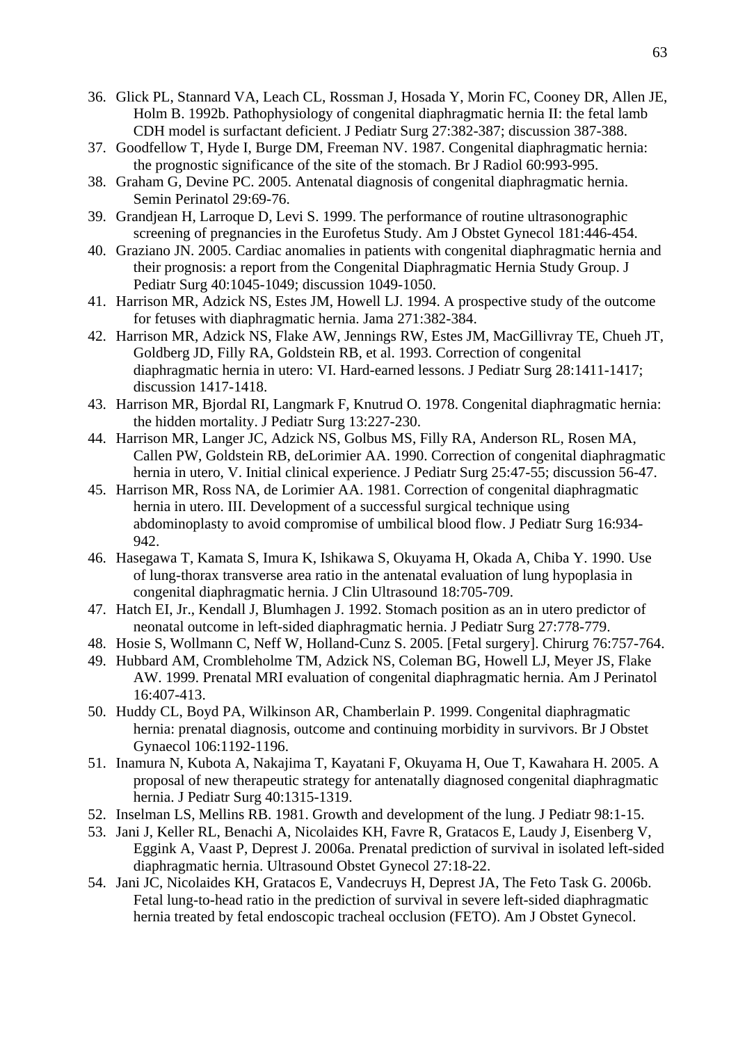36. Glick PL, Stannard VA, Leach CL, Rossman J, Hosada Y, Morin FC, Cooney DR, Allen JE, Holm B. 1992b. Pathophysiology of congenital diaphragmatic hernia II: the fetal lamb CDH model is surfactant deficient. J Pediatr Surg 27:382-387; discussion 387-388.
37. Goodfellow T, Hyde I, Burge DM, Freeman NV. 1987. Congenital diaphragmatic hernia: the prognostic significance of the site of the stomach. Br J Radiol 60:993-995.
38. Graham G, Devine PC. 2005. Antenatal diagnosis of congenital diaphragmatic hernia. Semin Perinatol 29:69-76.
39. Grandjean H, Larroque D, Levi S. 1999. The performance of routine ultrasonographic screening of pregnancies in the Eurofetus Study. Am J Obstet Gynecol 181:446-454.
40. Graziano JN. 2005. Cardiac anomalies in patients with congenital diaphragmatic hernia and their prognosis: a report from the Congenital Diaphragmatic Hernia Study Group. J Pediatr Surg 40:1045-1049; discussion 1049-1050.
41. Harrison MR, Adzick NS, Estes JM, Howell LJ. 1994. A prospective study of the outcome for fetuses with diaphragmatic hernia. Jama 271:382-384.
42. Harrison MR, Adzick NS, Flake AW, Jennings RW, Estes JM, MacGillivray TE, Chueh JT, Goldberg JD, Filly RA, Goldstein RB, et al. 1993. Correction of congenital diaphragmatic hernia in utero: VI. Hard-earned lessons. J Pediatr Surg 28:1411-1417; discussion 1417-1418.
43. Harrison MR, Bjordal RI, Langmark F, Knutrud O. 1978. Congenital diaphragmatic hernia: the hidden mortality. J Pediatr Surg 13:227-230.
44. Harrison MR, Langer JC, Adzick NS, Golbus MS, Filly RA, Anderson RL, Rosen MA, Callen PW, Goldstein RB, deLorimier AA. 1990. Correction of congenital diaphragmatic hernia in utero, V. Initial clinical experience. J Pediatr Surg 25:47-55; discussion 56-47.
45. Harrison MR, Ross NA, de Lorimier AA. 1981. Correction of congenital diaphragmatic hernia in utero. III. Development of a successful surgical technique using abdominoplasty to avoid compromise of umbilical blood flow. J Pediatr Surg 16:934-942.
46. Hasegawa T, Kamata S, Imura K, Ishikawa S, Okuyama H, Okada A, Chiba Y. 1990. Use of lung-thorax transverse area ratio in the antenatal evaluation of lung hypoplasia in congenital diaphragmatic hernia. J Clin Ultrasound 18:705-709.
47. Hatch EI, Jr., Kendall J, Blumhagen J. 1992. Stomach position as an in utero predictor of neonatal outcome in left-sided diaphragmatic hernia. J Pediatr Surg 27:778-779.
48. Hosie S, Wollmann C, Neff W, Holland-Cunz S. 2005. [Fetal surgery]. Chirurg 76:757-764.
49. Hubbard AM, Crombleholme TM, Adzick NS, Coleman BG, Howell LJ, Meyer JS, Flake AW. 1999. Prenatal MRI evaluation of congenital diaphragmatic hernia. Am J Perinatol 16:407-413.
50. Huddy CL, Boyd PA, Wilkinson AR, Chamberlain P. 1999. Congenital diaphragmatic hernia: prenatal diagnosis, outcome and continuing morbidity in survivors. Br J Obstet Gynaecol 106:1192-1196.
51. Inamura N, Kubota A, Nakajima T, Kayatani F, Okuyama H, Oue T, Kawahara H. 2005. A proposal of new therapeutic strategy for antenatally diagnosed congenital diaphragmatic hernia. J Pediatr Surg 40:1315-1319.
52. Inselman LS, Mellins RB. 1981. Growth and development of the lung. J Pediatr 98:1-15.
53. Jani J, Keller RL, Benachi A, Nicolaides KH, Favre R, Gratacos E, Laudy J, Eisenberg V, Eggink A, Vaast P, Deprest J. 2006a. Prenatal prediction of survival in isolated left-sided diaphragmatic hernia. Ultrasound Obstet Gynecol 27:18-22.
54. Jani JC, Nicolaides KH, Gratacos E, Vandecruys H, Deprest JA, The Feto Task G. 2006b. Fetal lung-to-head ratio in the prediction of survival in severe left-sided diaphragmatic hernia treated by fetal endoscopic tracheal occlusion (FETO). Am J Obstet Gynecol.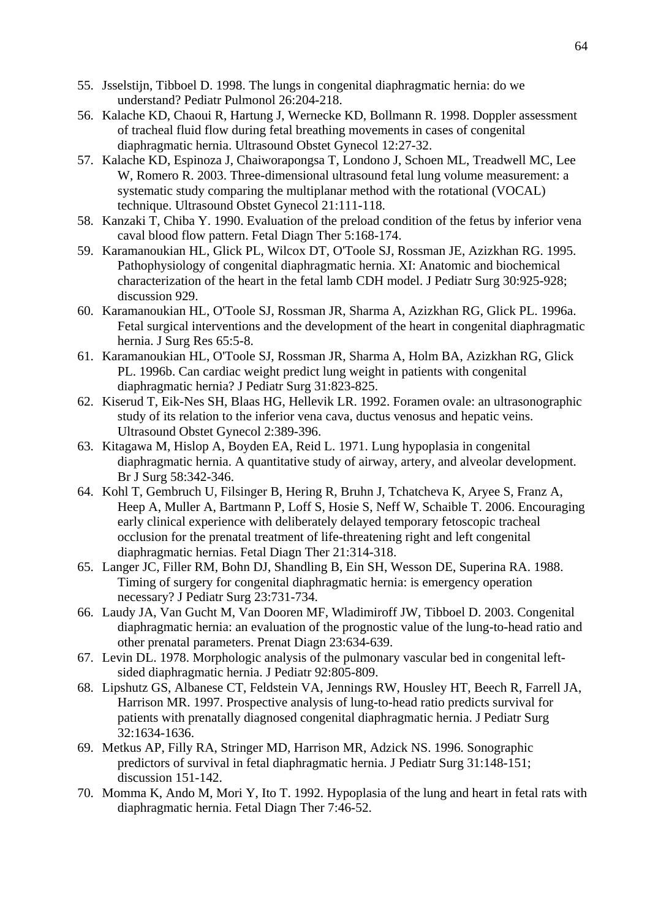55. Jsselstijn, Tibboel D. 1998. The lungs in congenital diaphragmatic hernia: do we understand? Pediatr Pulmonol 26:204-218.
56. Kalache KD, Chaoui R, Hartung J, Wernecke KD, Bollmann R. 1998. Doppler assessment of tracheal fluid flow during fetal breathing movements in cases of congenital diaphragmatic hernia. Ultrasound Obstet Gynecol 12:27-32.
57. Kalache KD, Espinoza J, Chaiworapongsa T, Londono J, Schoen ML, Treadwell MC, Lee W, Romero R. 2003. Three-dimensional ultrasound fetal lung volume measurement: a systematic study comparing the multiplanar method with the rotational (VOCAL) technique. Ultrasound Obstet Gynecol 21:111-118.
58. Kanzaki T, Chiba Y. 1990. Evaluation of the preload condition of the fetus by inferior vena caval blood flow pattern. Fetal Diagn Ther 5:168-174.
59. Karamanoukian HL, Glick PL, Wilcox DT, O'Toole SJ, Rossman JE, Azizkhan RG. 1995. Pathophysiology of congenital diaphragmatic hernia. XI: Anatomic and biochemical characterization of the heart in the fetal lamb CDH model. J Pediatr Surg 30:925-928; discussion 929.
60. Karamanoukian HL, O'Toole SJ, Rossman JR, Sharma A, Azizkhan RG, Glick PL. 1996a. Fetal surgical interventions and the development of the heart in congenital diaphragmatic hernia. J Surg Res 65:5-8.
61. Karamanoukian HL, O'Toole SJ, Rossman JR, Sharma A, Holm BA, Azizkhan RG, Glick PL. 1996b. Can cardiac weight predict lung weight in patients with congenital diaphragmatic hernia? J Pediatr Surg 31:823-825.
62. Kiserud T, Eik-Nes SH, Blaas HG, Hellevik LR. 1992. Foramen ovale: an ultrasonographic study of its relation to the inferior vena cava, ductus venosus and hepatic veins. Ultrasound Obstet Gynecol 2:389-396.
63. Kitagawa M, Hislop A, Boyden EA, Reid L. 1971. Lung hypoplasia in congenital diaphragmatic hernia. A quantitative study of airway, artery, and alveolar development. Br J Surg 58:342-346.
64. Kohl T, Gembruch U, Filsinger B, Hering R, Bruhn J, Tchatcheva K, Aryee S, Franz A, Heep A, Muller A, Bartmann P, Loff S, Hosie S, Neff W, Schaible T. 2006. Encouraging early clinical experience with deliberately delayed temporary fetoscopic tracheal occlusion for the prenatal treatment of life-threatening right and left congenital diaphragmatic hernias. Fetal Diagn Ther 21:314-318.
65. Langer JC, Filler RM, Bohn DJ, Shandling B, Ein SH, Wesson DE, Superina RA. 1988. Timing of surgery for congenital diaphragmatic hernia: is emergency operation necessary? J Pediatr Surg 23:731-734.
66. Laudy JA, Van Gucht M, Van Dooren MF, Wladimiroff JW, Tibboel D. 2003. Congenital diaphragmatic hernia: an evaluation of the prognostic value of the lung-to-head ratio and other prenatal parameters. Prenat Diagn 23:634-639.
67. Levin DL. 1978. Morphologic analysis of the pulmonary vascular bed in congenital left-sided diaphragmatic hernia. J Pediatr 92:805-809.
68. Lipshutz GS, Albanese CT, Feldstein VA, Jennings RW, Housley HT, Beech R, Farrell JA, Harrison MR. 1997. Prospective analysis of lung-to-head ratio predicts survival for patients with prenatally diagnosed congenital diaphragmatic hernia. J Pediatr Surg 32:1634-1636.
69. Metkus AP, Filly RA, Stringer MD, Harrison MR, Adzick NS. 1996. Sonographic predictors of survival in fetal diaphragmatic hernia. J Pediatr Surg 31:148-151; discussion 151-142.
70. Momma K, Ando M, Mori Y, Ito T. 1992. Hypoplasia of the lung and heart in fetal rats with diaphragmatic hernia. Fetal Diagn Ther 7:46-52.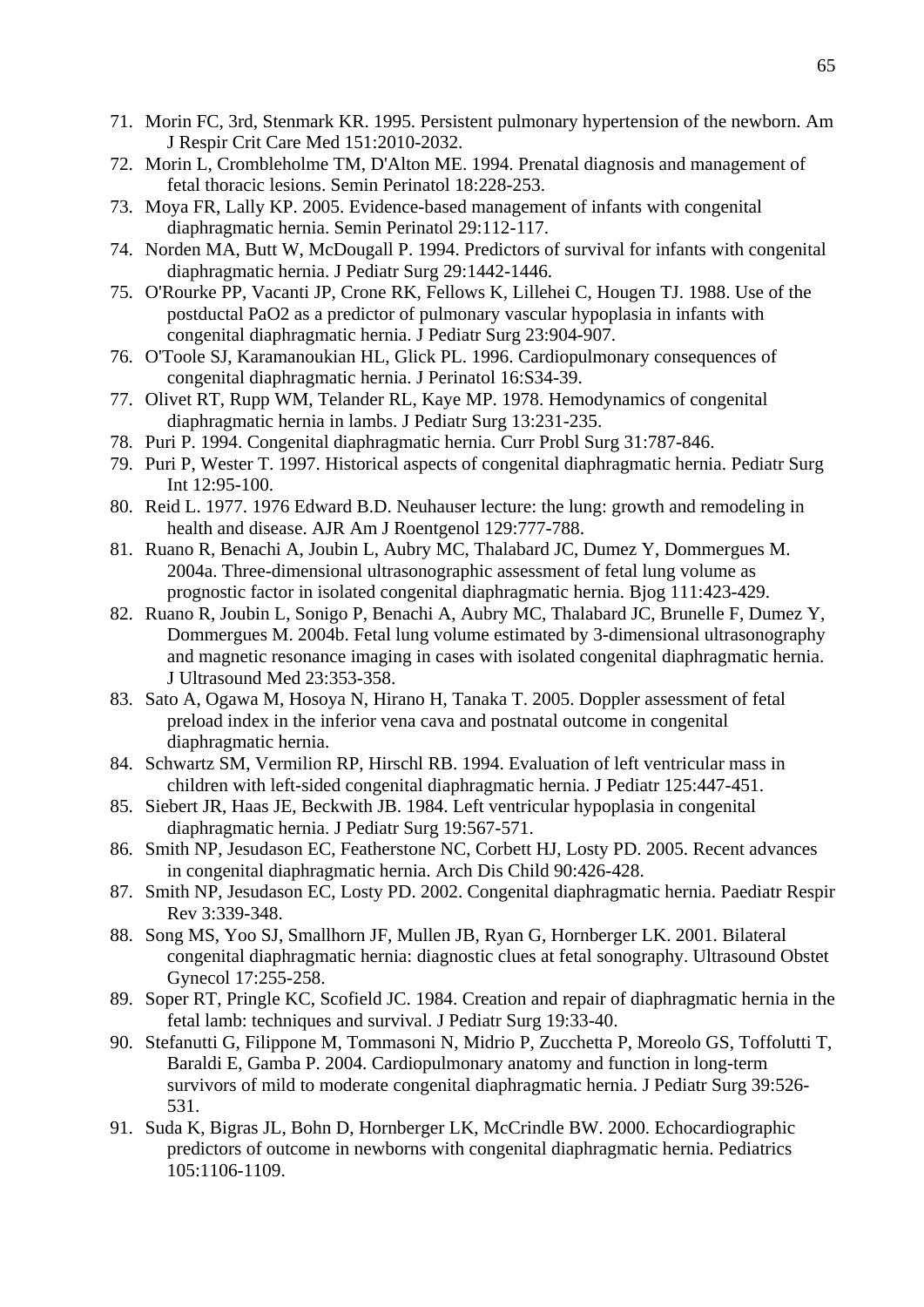71. Morin FC, 3rd, Stenmark KR. 1995. Persistent pulmonary hypertension of the newborn. Am J Respir Crit Care Med 151:2010-2032.
72. Morin L, Crombleholme TM, D'Alton ME. 1994. Prenatal diagnosis and management of fetal thoracic lesions. Semin Perinatol 18:228-253.
73. Moya FR, Lally KP. 2005. Evidence-based management of infants with congenital diaphragmatic hernia. Semin Perinatol 29:112-117.
74. Norden MA, Butt W, McDougall P. 1994. Predictors of survival for infants with congenital diaphragmatic hernia. J Pediatr Surg 29:1442-1446.
75. O'Rourke PP, Vacanti JP, Crone RK, Fellows K, Lillehei C, Hougen TJ. 1988. Use of the postductal PaO2 as a predictor of pulmonary vascular hypoplasia in infants with congenital diaphragmatic hernia. J Pediatr Surg 23:904-907.
76. O'Toole SJ, Karamanoukian HL, Glick PL. 1996. Cardiopulmonary consequences of congenital diaphragmatic hernia. J Perinatol 16:S34-39.
77. Olivet RT, Rupp WM, Telander RL, Kaye MP. 1978. Hemodynamics of congenital diaphragmatic hernia in lambs. J Pediatr Surg 13:231-235.
78. Puri P. 1994. Congenital diaphragmatic hernia. Curr Probl Surg 31:787-846.
79. Puri P, Wester T. 1997. Historical aspects of congenital diaphragmatic hernia. Pediatr Surg Int 12:95-100.
80. Reid L. 1977. 1976 Edward B.D. Neuhauser lecture: the lung: growth and remodeling in health and disease. AJR Am J Roentgenol 129:777-788.
81. Ruano R, Benachi A, Joubin L, Aubry MC, Thalabard JC, Dumez Y, Dommergues M. 2004a. Three-dimensional ultrasonographic assessment of fetal lung volume as prognostic factor in isolated congenital diaphragmatic hernia. Bjog 111:423-429.
82. Ruano R, Joubin L, Sonigo P, Benachi A, Aubry MC, Thalabard JC, Brunelle F, Dumez Y, Dommergues M. 2004b. Fetal lung volume estimated by 3-dimensional ultrasonography and magnetic resonance imaging in cases with isolated congenital diaphragmatic hernia. J Ultrasound Med 23:353-358.
83. Sato A, Ogawa M, Hosoya N, Hirano H, Tanaka T. 2005. Doppler assessment of fetal preload index in the inferior vena cava and postnatal outcome in congenital diaphragmatic hernia.
84. Schwartz SM, Vermilion RP, Hirschl RB. 1994. Evaluation of left ventricular mass in children with left-sided congenital diaphragmatic hernia. J Pediatr 125:447-451.
85. Siebert JR, Haas JE, Beckwith JB. 1984. Left ventricular hypoplasia in congenital diaphragmatic hernia. J Pediatr Surg 19:567-571.
86. Smith NP, Jesudason EC, Featherstone NC, Corbett HJ, Losty PD. 2005. Recent advances in congenital diaphragmatic hernia. Arch Dis Child 90:426-428.
87. Smith NP, Jesudason EC, Losty PD. 2002. Congenital diaphragmatic hernia. Paediatr Respir Rev 3:339-348.
88. Song MS, Yoo SJ, Smallhorn JF, Mullen JB, Ryan G, Hornberger LK. 2001. Bilateral congenital diaphragmatic hernia: diagnostic clues at fetal sonography. Ultrasound Obstet Gynecol 17:255-258.
89. Soper RT, Pringle KC, Scofield JC. 1984. Creation and repair of diaphragmatic hernia in the fetal lamb: techniques and survival. J Pediatr Surg 19:33-40.
90. Stefanutti G, Filippone M, Tommasoni N, Midrio P, Zucchetta P, Moreolo GS, Toffolutti T, Baraldi E, Gamba P. 2004. Cardiopulmonary anatomy and function in long-term survivors of mild to moderate congenital diaphragmatic hernia. J Pediatr Surg 39:526-531.
91. Suda K, Bigras JL, Bohn D, Hornberger LK, McCrindle BW. 2000. Echocardiographic predictors of outcome in newborns with congenital diaphragmatic hernia. Pediatrics 105:1106-1109.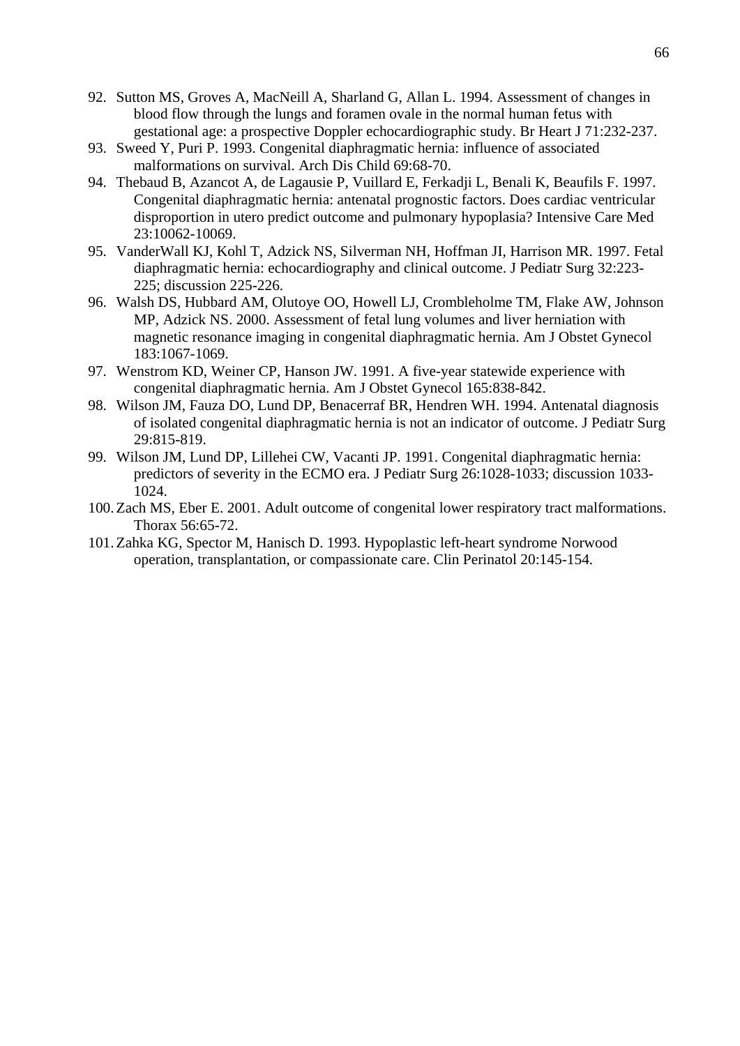92. Sutton MS, Groves A, MacNeill A, Sharland G, Allan L. 1994. Assessment of changes in blood flow through the lungs and foramen ovale in the normal human fetus with gestational age: a prospective Doppler echocardiographic study. Br Heart J 71:232-237.
93. Sweed Y, Puri P. 1993. Congenital diaphragmatic hernia: influence of associated malformations on survival. Arch Dis Child 69:68-70.
94. Thebaud B, Azancot A, de Lagausie P, Vuillard E, Ferkadji L, Benali K, Beaufils F. 1997. Congenital diaphragmatic hernia: antenatal prognostic factors. Does cardiac ventricular disproportion in utero predict outcome and pulmonary hypoplasia? Intensive Care Med 23:10062-10069.
95. VanderWall KJ, Kohl T, Adzick NS, Silverman NH, Hoffman JI, Harrison MR. 1997. Fetal diaphragmatic hernia: echocardiography and clinical outcome. J Pediatr Surg 32:223-225; discussion 225-226.
96. Walsh DS, Hubbard AM, Olutoye OO, Howell LJ, Crombleholme TM, Flake AW, Johnson MP, Adzick NS. 2000. Assessment of fetal lung volumes and liver herniation with magnetic resonance imaging in congenital diaphragmatic hernia. Am J Obstet Gynecol 183:1067-1069.
97. Wenstrom KD, Weiner CP, Hanson JW. 1991. A five-year statewide experience with congenital diaphragmatic hernia. Am J Obstet Gynecol 165:838-842.
98. Wilson JM, Fauza DO, Lund DP, Benacerraf BR, Hendren WH. 1994. Antenatal diagnosis of isolated congenital diaphragmatic hernia is not an indicator of outcome. J Pediatr Surg 29:815-819.
99. Wilson JM, Lund DP, Lillehei CW, Vacanti JP. 1991. Congenital diaphragmatic hernia: predictors of severity in the ECMO era. J Pediatr Surg 26:1028-1033; discussion 1033-1024.
100. Zach MS, Eber E. 2001. Adult outcome of congenital lower respiratory tract malformations. Thorax 56:65-72.
101. Zahka KG, Spector M, Hanisch D. 1993. Hypoplastic left-heart syndrome Norwood operation, transplantation, or compassionate care. Clin Perinatol 20:145-154.